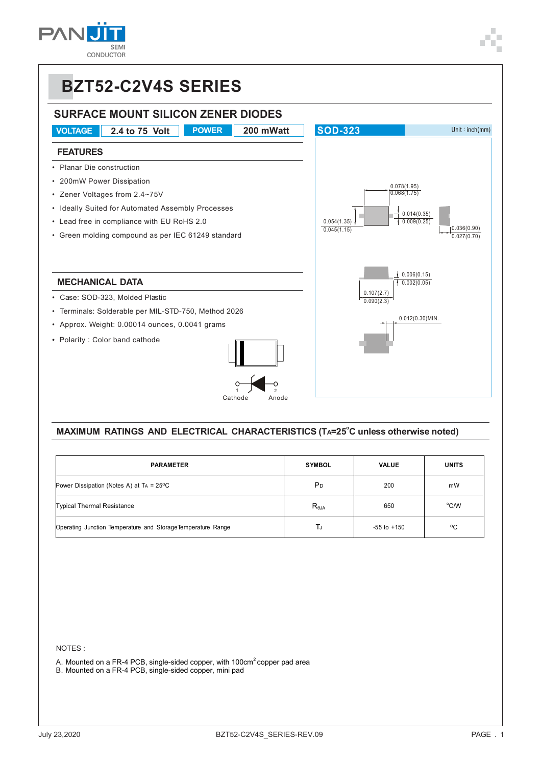# BZT52-C2V4S SERIES

## SURFACE MOUNT SILICON ZENER DIODES

| VOLTAGE | 2.4 to 75 Volt | POWER | 200 mWatt |
|---|---|---|---|

**SOD-323** Unit : inch(mm)

0.078(1.95) / 0.068(1.75)
0.054(1.35) / 0.045(1.15)
0.014(0.35) / 0.009(0.25)
0.036(0.90) / 0.027(0.70)
0.006(0.15) / 0.002(0.05)
0.107(2.7) / 0.090(2.3)
0.012(0.30)MIN.

### FEATURES

- Planar Die construction
- 200mW Power Dissipation
- Zener Voltages from 2.4~75V
- Ideally Suited for Automated Assembly Processes
- Lead free in compliance with EU RoHS 2.0
- Green molding compound as per IEC 61249 standard

### MECHANICAL DATA

- Case: SOD-323, Molded Plastic
- Terminals: Solderable per MIL-STD-750, Method 2026
- Approx. Weight: 0.00014 ounces, 0.0041 grams
- Polarity : Color band cathode

1 Cathode 2 Anode

### MAXIMUM RATINGS AND ELECTRICAL CHARACTERISTICS ($T_A$=25°C unless otherwise noted)

| PARAMETER | SYMBOL | VALUE | UNITS |
|---|---|---|---|
| Power Dissipation (Notes A) at $T_A$ = 25°C | $P_D$ | 200 | mW |
| Typical Thermal Resistance | $R_{\theta JA}$ | 650 | °C/W |
| Operating Junction Temperature and Storage Temperature Range | $T_J$ | -55 to +150 | °C |

NOTES :

A. Mounted on a FR-4 PCB, single-sided copper, with 100cm$^2$ copper pad area
B. Mounted on a FR-4 PCB, single-sided copper, mini pad

July 23,2020 BZT52-C2V4S_SERIES-REV.09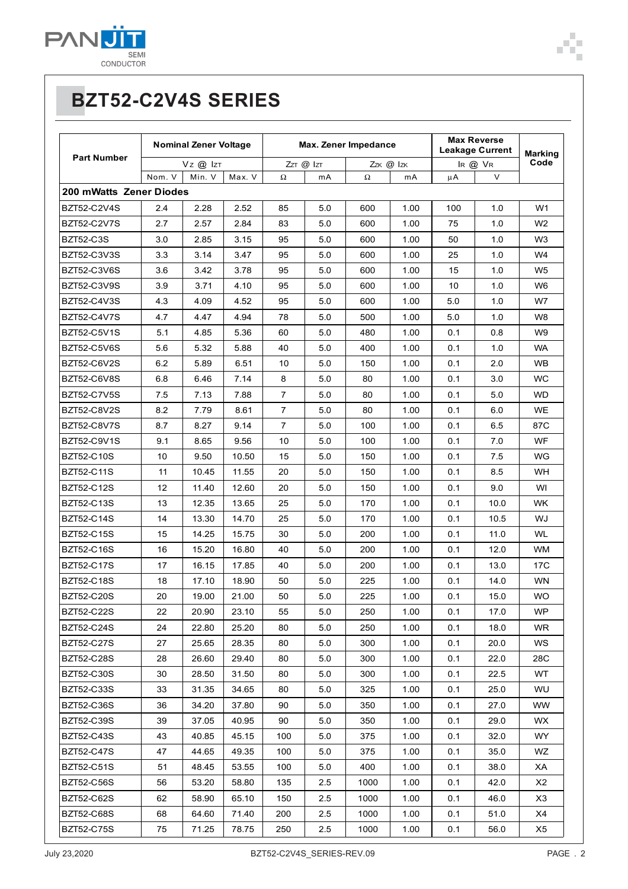# BZT52-C2V4S SERIES

| Part Number | Nominal Zener Voltage | | | Max. Zener Impedance | | | | Max Reverse Leakage Current | | Marking Code |
|---|---|---|---|---|---|---|---|---|---|---|
| | $V_Z$ @ $I_{ZT}$ | | | $Z_{ZT}$ @ $I_{ZT}$ | | $Z_{ZK}$ @ $I_{ZK}$ | | $I_R$ @ $V_R$ | | |
| | Nom. V | Min. V | Max. V | Ω | mA | Ω | mA | μA | V | |
| **200 mWatts Zener Diodes** | | | | | | | | | | |
| BZT52-C2V4S | 2.4 | 2.28 | 2.52 | 85 | 5.0 | 600 | 1.00 | 100 | 1.0 | W1 |
| BZT52-C2V7S | 2.7 | 2.57 | 2.84 | 83 | 5.0 | 600 | 1.00 | 75 | 1.0 | W2 |
| BZT52-C3S | 3.0 | 2.85 | 3.15 | 95 | 5.0 | 600 | 1.00 | 50 | 1.0 | W3 |
| BZT52-C3V3S | 3.3 | 3.14 | 3.47 | 95 | 5.0 | 600 | 1.00 | 25 | 1.0 | W4 |
| BZT52-C3V6S | 3.6 | 3.42 | 3.78 | 95 | 5.0 | 600 | 1.00 | 15 | 1.0 | W5 |
| BZT52-C3V9S | 3.9 | 3.71 | 4.10 | 95 | 5.0 | 600 | 1.00 | 10 | 1.0 | W6 |
| BZT52-C4V3S | 4.3 | 4.09 | 4.52 | 95 | 5.0 | 600 | 1.00 | 5.0 | 1.0 | W7 |
| BZT52-C4V7S | 4.7 | 4.47 | 4.94 | 78 | 5.0 | 500 | 1.00 | 5.0 | 1.0 | W8 |
| BZT52-C5V1S | 5.1 | 4.85 | 5.36 | 60 | 5.0 | 480 | 1.00 | 0.1 | 0.8 | W9 |
| BZT52-C5V6S | 5.6 | 5.32 | 5.88 | 40 | 5.0 | 400 | 1.00 | 0.1 | 1.0 | WA |
| BZT52-C6V2S | 6.2 | 5.89 | 6.51 | 10 | 5.0 | 150 | 1.00 | 0.1 | 2.0 | WB |
| BZT52-C6V8S | 6.8 | 6.46 | 7.14 | 8 | 5.0 | 80 | 1.00 | 0.1 | 3.0 | WC |
| BZT52-C7V5S | 7.5 | 7.13 | 7.88 | 7 | 5.0 | 80 | 1.00 | 0.1 | 5.0 | WD |
| BZT52-C8V2S | 8.2 | 7.79 | 8.61 | 7 | 5.0 | 80 | 1.00 | 0.1 | 6.0 | WE |
| BZT52-C8V7S | 8.7 | 8.27 | 9.14 | 7 | 5.0 | 100 | 1.00 | 0.1 | 6.5 | 87C |
| BZT52-C9V1S | 9.1 | 8.65 | 9.56 | 10 | 5.0 | 100 | 1.00 | 0.1 | 7.0 | WF |
| BZT52-C10S | 10 | 9.50 | 10.50 | 15 | 5.0 | 150 | 1.00 | 0.1 | 7.5 | WG |
| BZT52-C11S | 11 | 10.45 | 11.55 | 20 | 5.0 | 150 | 1.00 | 0.1 | 8.5 | WH |
| BZT52-C12S | 12 | 11.40 | 12.60 | 20 | 5.0 | 150 | 1.00 | 0.1 | 9.0 | WI |
| BZT52-C13S | 13 | 12.35 | 13.65 | 25 | 5.0 | 170 | 1.00 | 0.1 | 10.0 | WK |
| BZT52-C14S | 14 | 13.30 | 14.70 | 25 | 5.0 | 170 | 1.00 | 0.1 | 10.5 | WJ |
| BZT52-C15S | 15 | 14.25 | 15.75 | 30 | 5.0 | 200 | 1.00 | 0.1 | 11.0 | WL |
| BZT52-C16S | 16 | 15.20 | 16.80 | 40 | 5.0 | 200 | 1.00 | 0.1 | 12.0 | WM |
| BZT52-C17S | 17 | 16.15 | 17.85 | 40 | 5.0 | 200 | 1.00 | 0.1 | 13.0 | 17C |
| BZT52-C18S | 18 | 17.10 | 18.90 | 50 | 5.0 | 225 | 1.00 | 0.1 | 14.0 | WN |
| BZT52-C20S | 20 | 19.00 | 21.00 | 50 | 5.0 | 225 | 1.00 | 0.1 | 15.0 | WO |
| BZT52-C22S | 22 | 20.90 | 23.10 | 55 | 5.0 | 250 | 1.00 | 0.1 | 17.0 | WP |
| BZT52-C24S | 24 | 22.80 | 25.20 | 80 | 5.0 | 250 | 1.00 | 0.1 | 18.0 | WR |
| BZT52-C27S | 27 | 25.65 | 28.35 | 80 | 5.0 | 300 | 1.00 | 0.1 | 20.0 | WS |
| BZT52-C28S | 28 | 26.60 | 29.40 | 80 | 5.0 | 300 | 1.00 | 0.1 | 22.0 | 28C |
| BZT52-C30S | 30 | 28.50 | 31.50 | 80 | 5.0 | 300 | 1.00 | 0.1 | 22.5 | WT |
| BZT52-C33S | 33 | 31.35 | 34.65 | 80 | 5.0 | 325 | 1.00 | 0.1 | 25.0 | WU |
| BZT52-C36S | 36 | 34.20 | 37.80 | 90 | 5.0 | 350 | 1.00 | 0.1 | 27.0 | WW |
| BZT52-C39S | 39 | 37.05 | 40.95 | 90 | 5.0 | 350 | 1.00 | 0.1 | 29.0 | WX |
| BZT52-C43S | 43 | 40.85 | 45.15 | 100 | 5.0 | 375 | 1.00 | 0.1 | 32.0 | WY |
| BZT52-C47S | 47 | 44.65 | 49.35 | 100 | 5.0 | 375 | 1.00 | 0.1 | 35.0 | WZ |
| BZT52-C51S | 51 | 48.45 | 53.55 | 100 | 5.0 | 400 | 1.00 | 0.1 | 38.0 | XA |
| BZT52-C56S | 56 | 53.20 | 58.80 | 135 | 2.5 | 1000 | 1.00 | 0.1 | 42.0 | X2 |
| BZT52-C62S | 62 | 58.90 | 65.10 | 150 | 2.5 | 1000 | 1.00 | 0.1 | 46.0 | X3 |
| BZT52-C68S | 68 | 64.60 | 71.40 | 200 | 2.5 | 1000 | 1.00 | 0.1 | 51.0 | X4 |
| BZT52-C75S | 75 | 71.25 | 78.75 | 250 | 2.5 | 1000 | 1.00 | 0.1 | 56.0 | X5 |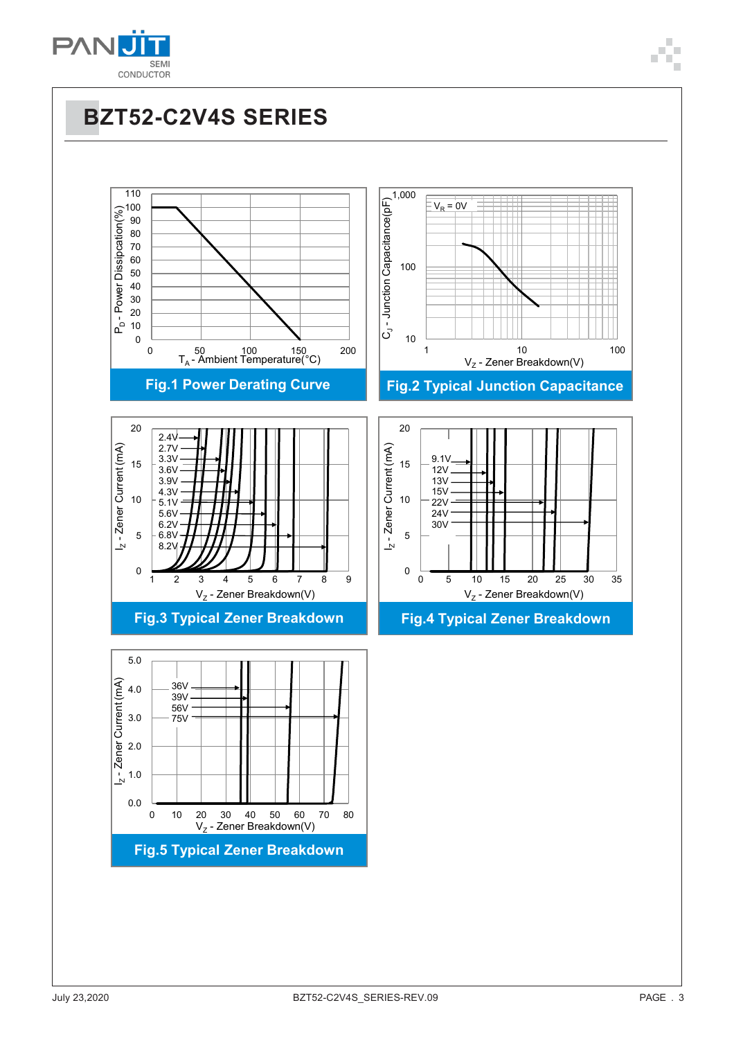# BZT52-C2V4S SERIES

**Fig.1 Power Derating Curve**

**Fig.2 Typical Junction Capacitance**

**Fig.3 Typical Zener Breakdown**

**Fig.4 Typical Zener Breakdown**

**Fig.5 Typical Zener Breakdown**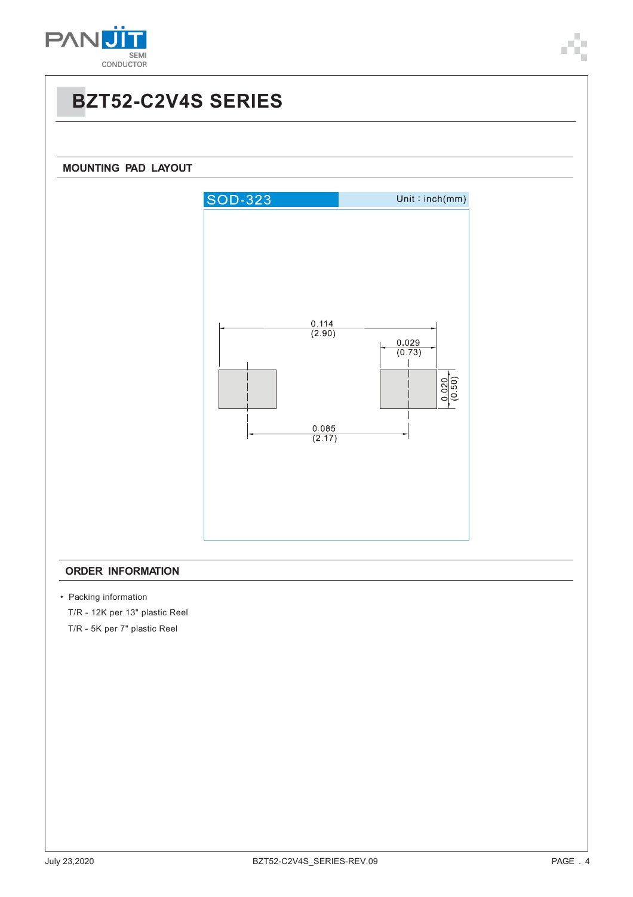# BZT52-C2V4S SERIES

## MOUNTING PAD LAYOUT

SOD-323 Unit : inch(mm)

0.114 (2.90)

0.029 (0.73)

0.020 (0.50)

0.085 (2.17)

## ORDER INFORMATION

- Packing information

  T/R - 12K per 13" plastic Reel

  T/R - 5K per 7" plastic Reel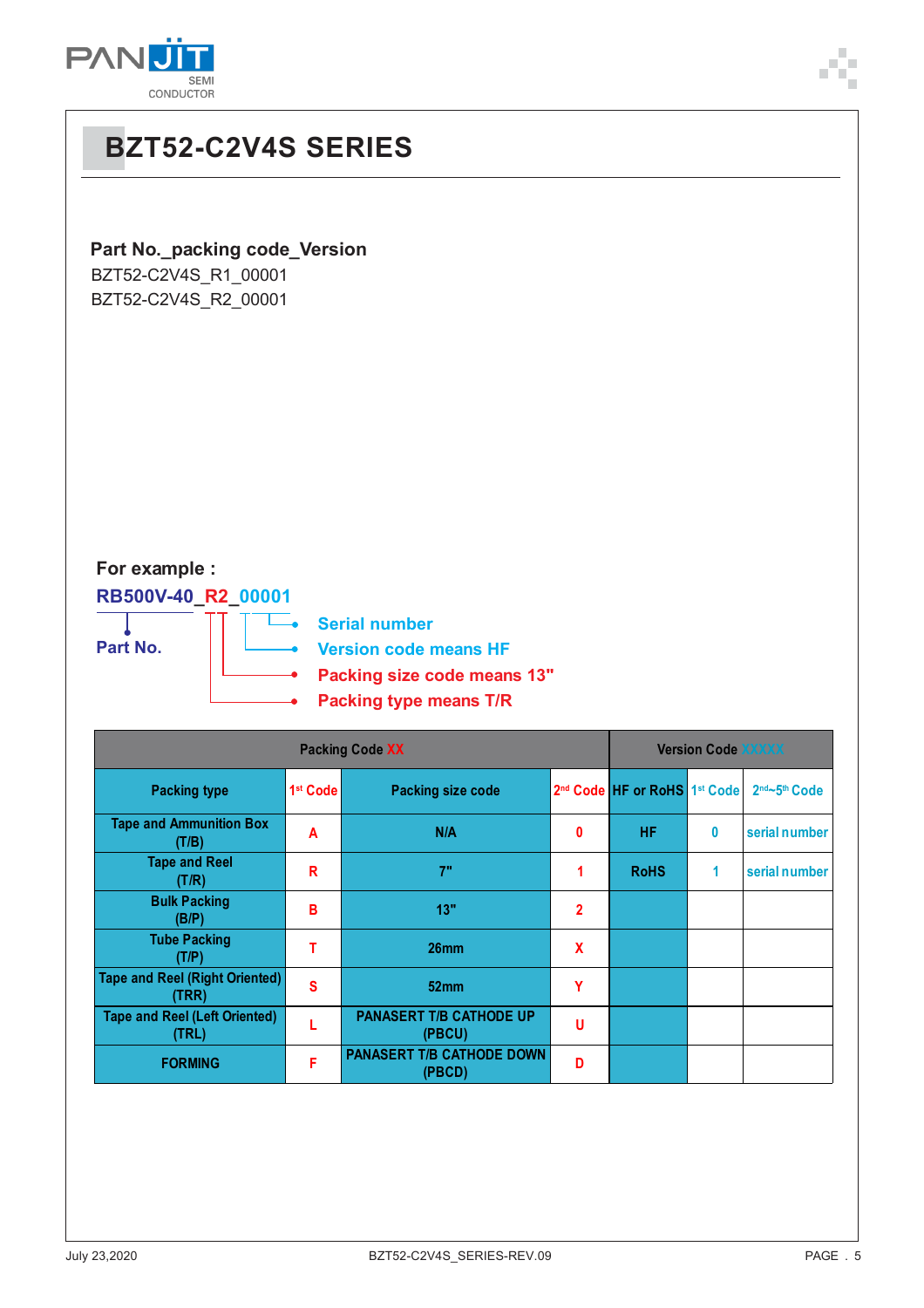# BZT52-C2V4S SERIES

**Part No._packing code_Version**

BZT52-C2V4S_R1_00001
BZT52-C2V4S_R2_00001

**For example :**

**RB500V-40_R2_00001**

- Part No.
- Serial number
- Version code means HF
- Packing size code means 13"
- Packing type means T/R

| Packing Code XX | | | | Version Code XXXXX | | |
|---|---|---|---|---|---|---|
| Packing type | 1st Code | Packing size code | 2nd Code | HF or RoHS | 1st Code | 2nd~5th Code |
| Tape and Ammunition Box (T/B) | A | N/A | 0 | HF | 0 | serial number |
| Tape and Reel (T/R) | R | 7" | 1 | RoHS | 1 | serial number |
| Bulk Packing (B/P) | B | 13" | 2 | | | |
| Tube Packing (T/P) | T | 26mm | X | | | |
| Tape and Reel (Right Oriented) (TRR) | S | 52mm | Y | | | |
| Tape and Reel (Left Oriented) (TRL) | L | PANASERT T/B CATHODE UP (PBCU) | U | | | |
| FORMING | F | PANASERT T/B CATHODE DOWN (PBCD) | D | | | |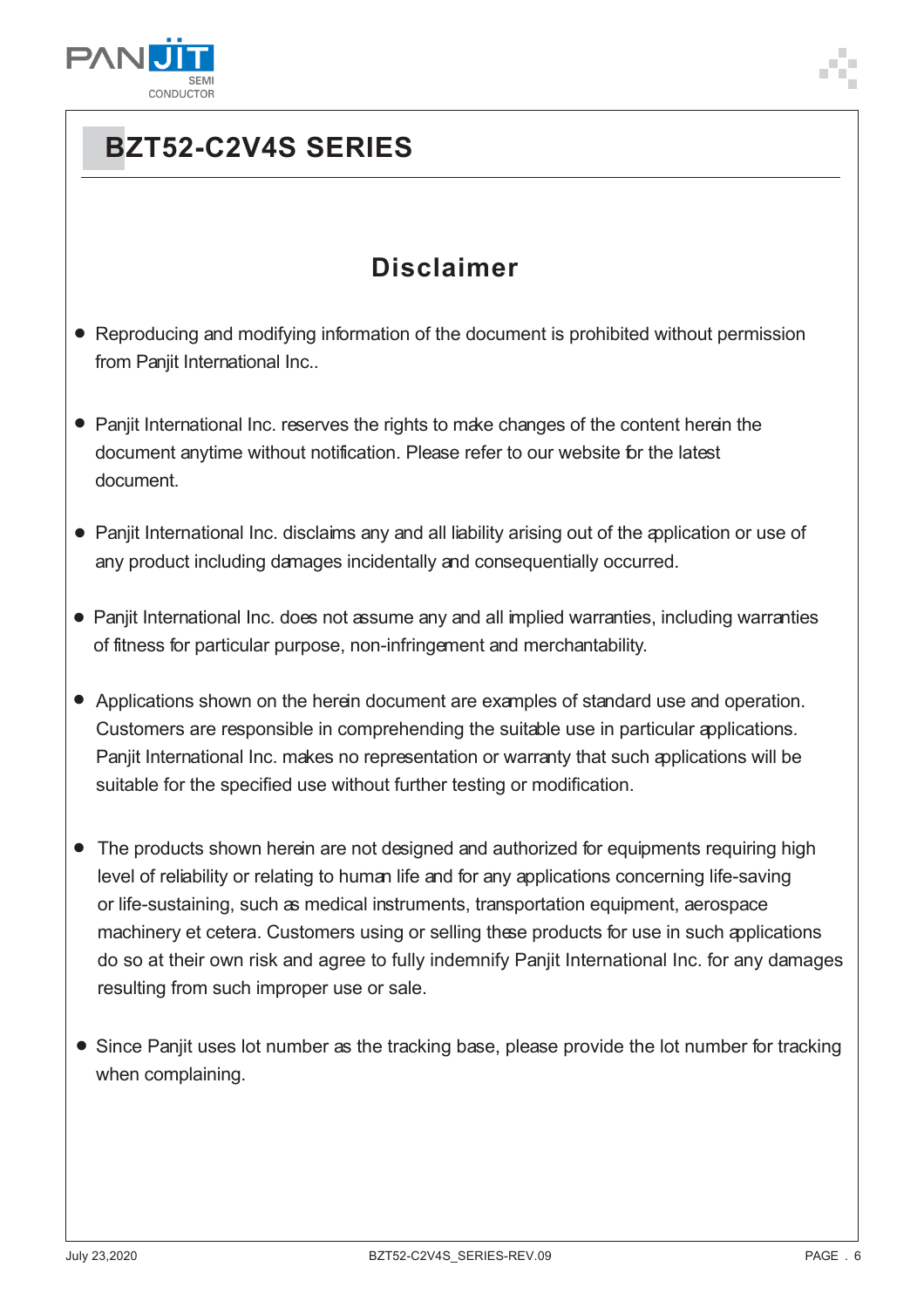# BZT52-C2V4S SERIES

## Disclaimer

- Reproducing and modifying information of the document is prohibited without permission from Panjit International Inc..
- Panjit International Inc. reserves the rights to make changes of the content herein the document anytime without notification. Please refer to our website for the latest document.
- Panjit International Inc. disclaims any and all liability arising out of the application or use of any product including damages incidentally and consequentially occurred.
- Panjit International Inc. does not assume any and all implied warranties, including warranties of fitness for particular purpose, non-infringement and merchantability.
- Applications shown on the herein document are examples of standard use and operation. Customers are responsible in comprehending the suitable use in particular applications. Panjit International Inc. makes no representation or warranty that such applications will be suitable for the specified use without further testing or modification.
- The products shown herein are not designed and authorized for equipments requiring high level of reliability or relating to human life and for any applications concerning life-saving or life-sustaining, such as medical instruments, transportation equipment, aerospace machinery et cetera. Customers using or selling these products for use in such applications do so at their own risk and agree to fully indemnify Panjit International Inc. for any damages resulting from such improper use or sale.
- Since Panjit uses lot number as the tracking base, please provide the lot number for tracking when complaining.